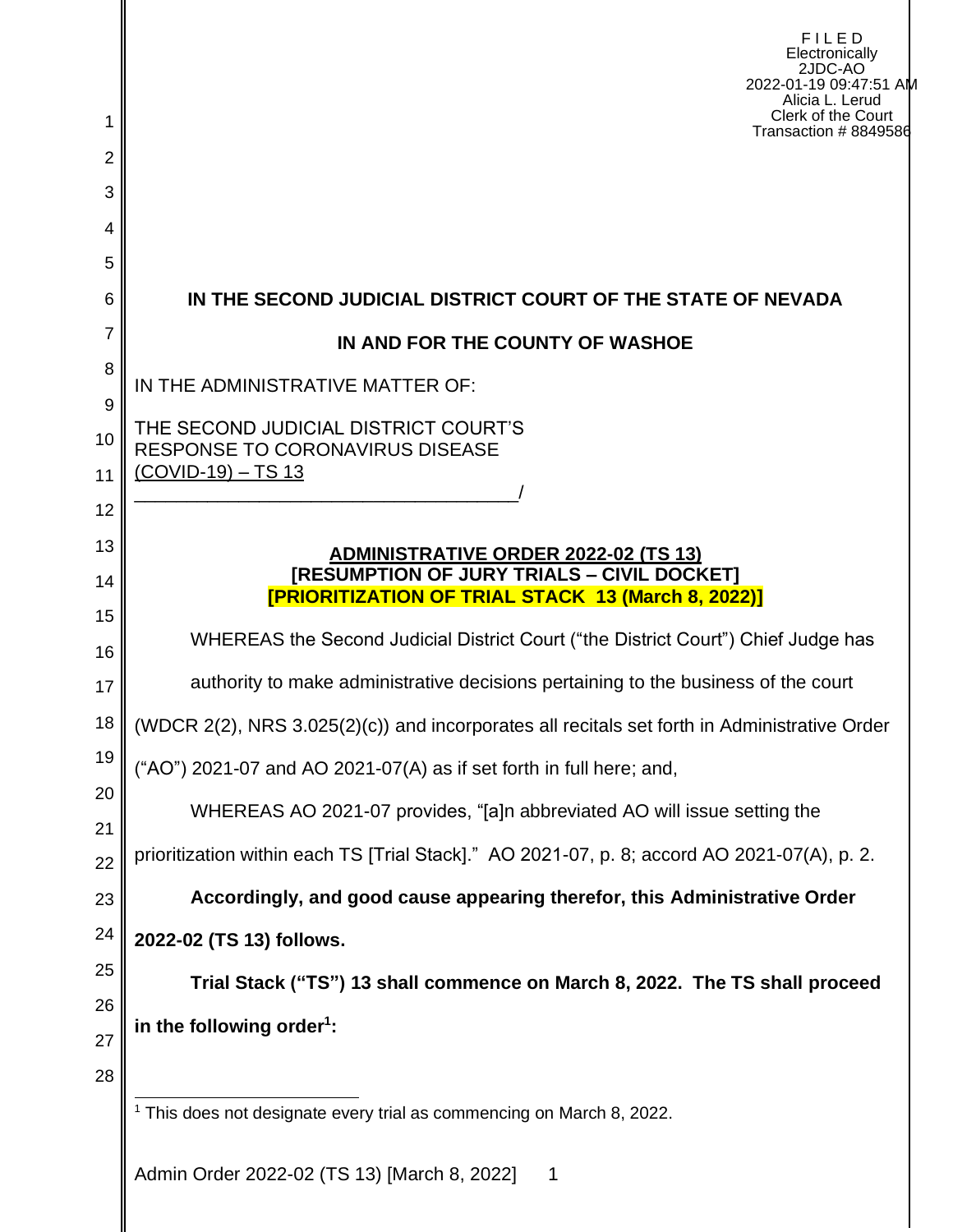FILED
Electronically
2JDC-AO
2022-01-19 09:47:51 AM
Alicia L. Lerud
Clerk of the Court
Transaction # 8849586

**IN THE SECOND JUDICIAL DISTRICT COURT OF THE STATE OF NEVADA**

**IN AND FOR THE COUNTY OF WASHOE**

IN THE ADMINISTRATIVE MATTER OF:

THE SECOND JUDICIAL DISTRICT COURT'S RESPONSE TO CORONAVIRUS DISEASE (COVID-19) – TS 13
_____________________________________/

**ADMINISTRATIVE ORDER 2022-02 (TS 13)**
**[RESUMPTION OF JURY TRIALS – CIVIL DOCKET]**
**[PRIORITIZATION OF TRIAL STACK 13 (March 8, 2022)]**

WHEREAS the Second Judicial District Court ("the District Court") Chief Judge has authority to make administrative decisions pertaining to the business of the court (WDCR 2(2), NRS 3.025(2)(c)) and incorporates all recitals set forth in Administrative Order ("AO") 2021-07 and AO 2021-07(A) as if set forth in full here; and,

WHEREAS AO 2021-07 provides, "[a]n abbreviated AO will issue setting the prioritization within each TS [Trial Stack]." AO 2021-07, p. 8; accord AO 2021-07(A), p. 2.

**Accordingly, and good cause appearing therefor, this Administrative Order 2022-02 (TS 13) follows.**

**Trial Stack ("TS") 13 shall commence on March 8, 2022. The TS shall proceed in the following order[1]:**

[1] This does not designate every trial as commencing on March 8, 2022.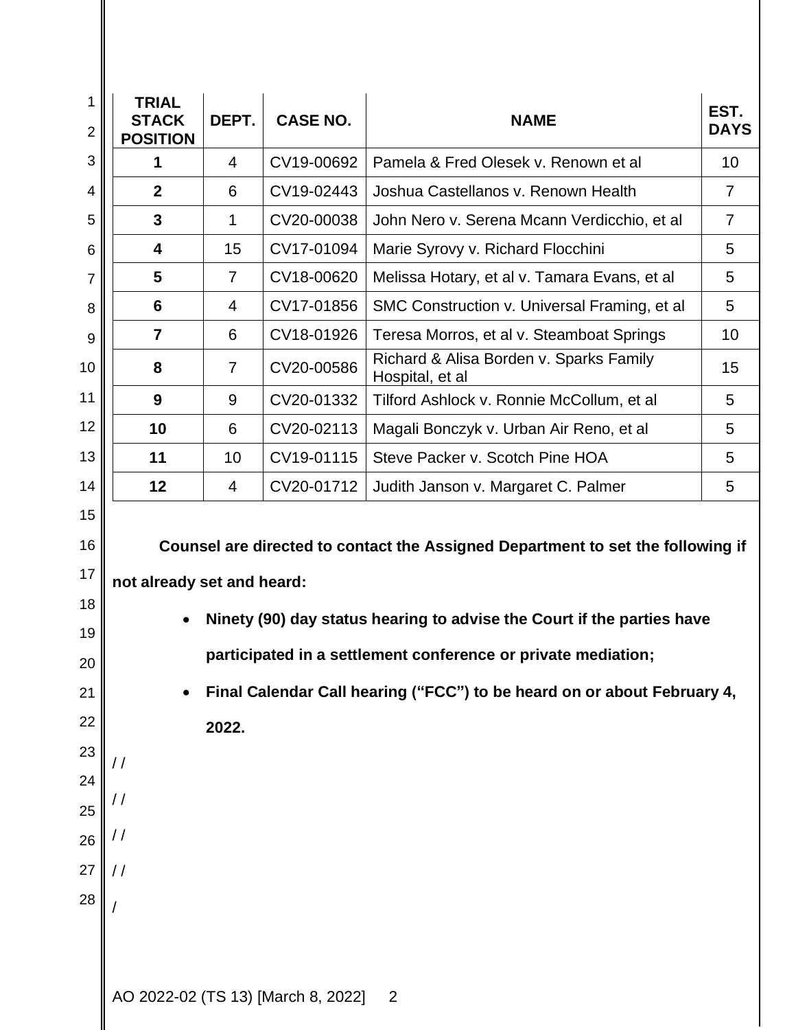| TRIAL STACK POSITION | DEPT. | CASE NO. | NAME | EST. DAYS |
|---|---|---|---|---|
| **1** | 4 | CV19-00692 | Pamela & Fred Olesek v. Renown et al | 10 |
| **2** | 6 | CV19-02443 | Joshua Castellanos v. Renown Health | 7 |
| **3** | 1 | CV20-00038 | John Nero v. Serena Mcann Verdicchio, et al | 7 |
| **4** | 15 | CV17-01094 | Marie Syrovy v. Richard Flocchini | 5 |
| **5** | 7 | CV18-00620 | Melissa Hotary, et al v. Tamara Evans, et al | 5 |
| **6** | 4 | CV17-01856 | SMC Construction v. Universal Framing, et al | 5 |
| **7** | 6 | CV18-01926 | Teresa Morros, et al v. Steamboat Springs | 10 |
| **8** | 7 | CV20-00586 | Richard & Alisa Borden v. Sparks Family Hospital, et al | 15 |
| **9** | 9 | CV20-01332 | Tilford Ashlock v. Ronnie McCollum, et al | 5 |
| **10** | 6 | CV20-02113 | Magali Bonczyk v. Urban Air Reno, et al | 5 |
| **11** | 10 | CV19-01115 | Steve Packer v. Scotch Pine HOA | 5 |
| **12** | 4 | CV20-01712 | Judith Janson v. Margaret C. Palmer | 5 |

**Counsel are directed to contact the Assigned Department to set the following if not already set and heard:**

- **Ninety (90) day status hearing to advise the Court if the parties have participated in a settlement conference or private mediation;**
- **Final Calendar Call hearing ("FCC") to be heard on or about February 4, 2022.**

/ /

/ /

/ /

/ /

/

AO 2022-02 (TS 13) [March 8, 2022]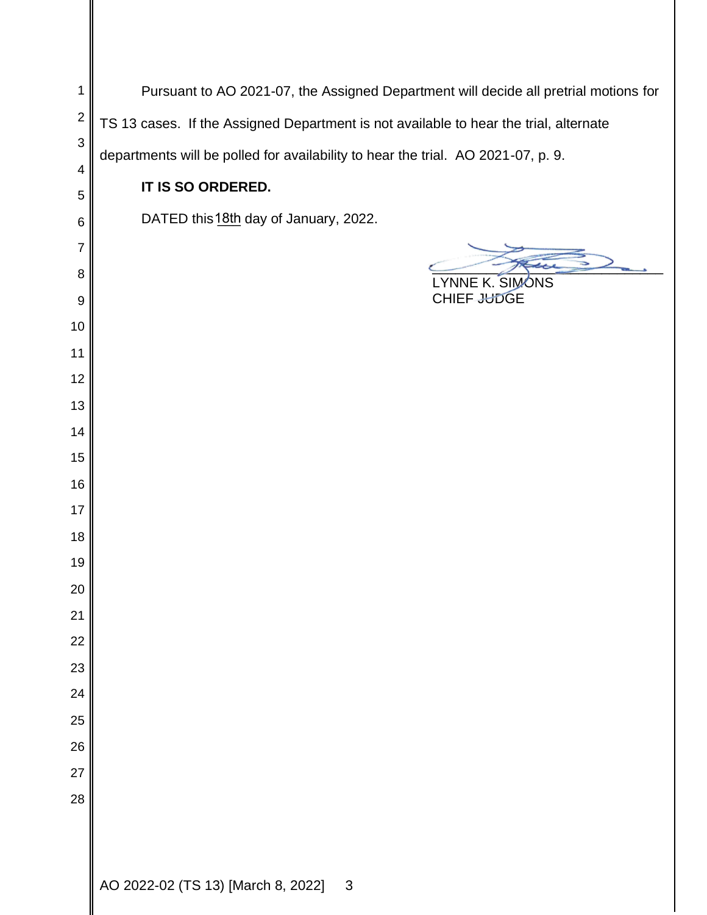Pursuant to AO 2021-07, the Assigned Department will decide all pretrial motions for TS 13 cases. If the Assigned Department is not available to hear the trial, alternate departments will be polled for availability to hear the trial. AO 2021-07, p. 9.

**IT IS SO ORDERED.**

DATED this 18th day of January, 2022.

LYNNE K. SIMONS
CHIEF JUDGE